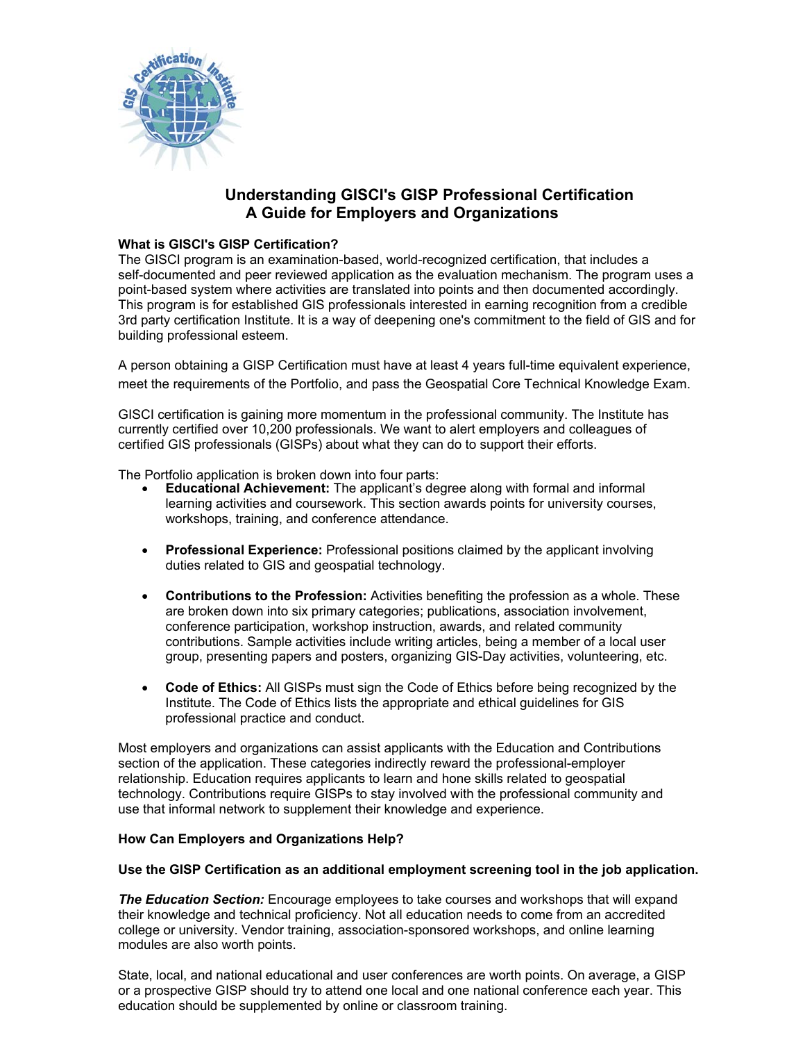# Understanding GISCI's GISP Professional Certification
## A Guide for Employers and Organizations

**What is GISCI's GISP Certification?**

The GISCI program is an examination-based, world-recognized certification, that includes a self-documented and peer reviewed application as the evaluation mechanism. The program uses a point-based system where activities are translated into points and then documented accordingly. This program is for established GIS professionals interested in earning recognition from a credible 3rd party certification Institute. It is a way of deepening one's commitment to the field of GIS and for building professional esteem.

A person obtaining a GISP Certification must have at least 4 years full-time equivalent experience, meet the requirements of the Portfolio, and pass the Geospatial Core Technical Knowledge Exam.

GISCI certification is gaining more momentum in the professional community. The Institute has currently certified over 10,200 professionals. We want to alert employers and colleagues of certified GIS professionals (GISPs) about what they can do to support their efforts.

The Portfolio application is broken down into four parts:

- **Educational Achievement:** The applicant's degree along with formal and informal learning activities and coursework. This section awards points for university courses, workshops, training, and conference attendance.

- **Professional Experience:** Professional positions claimed by the applicant involving duties related to GIS and geospatial technology.

- **Contributions to the Profession:** Activities benefiting the profession as a whole. These are broken down into six primary categories; publications, association involvement, conference participation, workshop instruction, awards, and related community contributions. Sample activities include writing articles, being a member of a local user group, presenting papers and posters, organizing GIS-Day activities, volunteering, etc.

- **Code of Ethics:** All GISPs must sign the Code of Ethics before being recognized by the Institute. The Code of Ethics lists the appropriate and ethical guidelines for GIS professional practice and conduct.

Most employers and organizations can assist applicants with the Education and Contributions section of the application. These categories indirectly reward the professional-employer relationship. Education requires applicants to learn and hone skills related to geospatial technology. Contributions require GISPs to stay involved with the professional community and use that informal network to supplement their knowledge and experience.

**How Can Employers and Organizations Help?**

**Use the GISP Certification as an additional employment screening tool in the job application.**

***The Education Section:*** Encourage employees to take courses and workshops that will expand their knowledge and technical proficiency. Not all education needs to come from an accredited college or university. Vendor training, association-sponsored workshops, and online learning modules are also worth points.

State, local, and national educational and user conferences are worth points. On average, a GISP or a prospective GISP should try to attend one local and one national conference each year. This education should be supplemented by online or classroom training.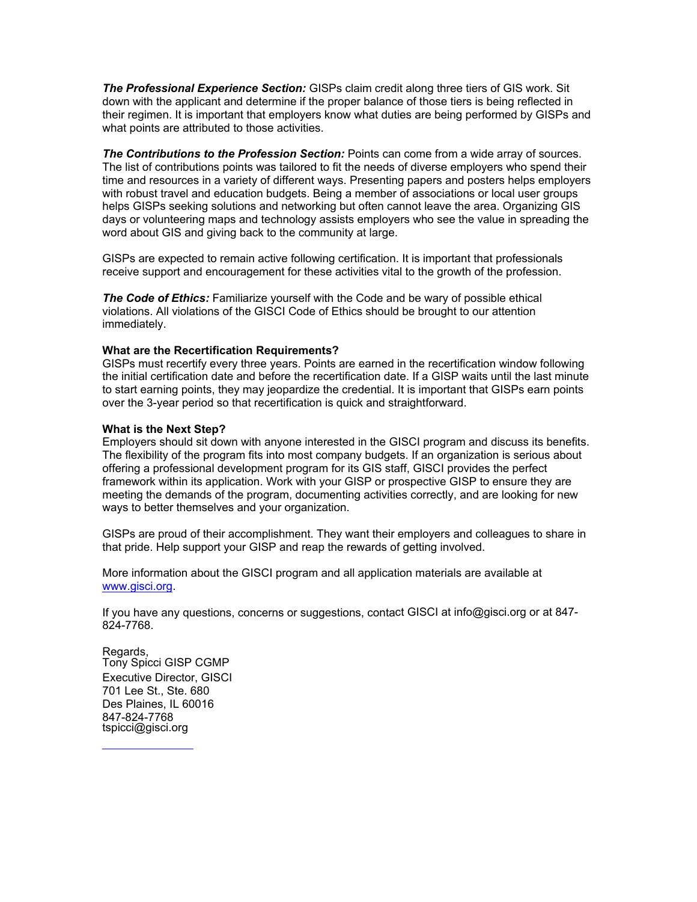***The Professional Experience Section:*** GISPs claim credit along three tiers of GIS work. Sit down with the applicant and determine if the proper balance of those tiers is being reflected in their regimen. It is important that employers know what duties are being performed by GISPs and what points are attributed to those activities.

***The Contributions to the Profession Section:*** Points can come from a wide array of sources. The list of contributions points was tailored to fit the needs of diverse employers who spend their time and resources in a variety of different ways. Presenting papers and posters helps employers with robust travel and education budgets. Being a member of associations or local user groups helps GISPs seeking solutions and networking but often cannot leave the area. Organizing GIS days or volunteering maps and technology assists employers who see the value in spreading the word about GIS and giving back to the community at large.

GISPs are expected to remain active following certification. It is important that professionals receive support and encouragement for these activities vital to the growth of the profession.

***The Code of Ethics:*** Familiarize yourself with the Code and be wary of possible ethical violations. All violations of the GISCI Code of Ethics should be brought to our attention immediately.

**What are the Recertification Requirements?**
GISPs must recertify every three years. Points are earned in the recertification window following the initial certification date and before the recertification date. If a GISP waits until the last minute to start earning points, they may jeopardize the credential. It is important that GISPs earn points over the 3-year period so that recertification is quick and straightforward.

**What is the Next Step?**
Employers should sit down with anyone interested in the GISCI program and discuss its benefits. The flexibility of the program fits into most company budgets. If an organization is serious about offering a professional development program for its GIS staff, GISCI provides the perfect framework within its application. Work with your GISP or prospective GISP to ensure they are meeting the demands of the program, documenting activities correctly, and are looking for new ways to better themselves and your organization.

GISPs are proud of their accomplishment. They want their employers and colleagues to share in that pride. Help support your GISP and reap the rewards of getting involved.

More information about the GISCI program and all application materials are available at [www.gisci.org](http://www.gisci.org).

If you have any questions, concerns or suggestions, contact GISCI at info@gisci.org or at 847-824-7768.

Regards,
Tony Spicci GISP CGMP
Executive Director, GISCI
701 Lee St., Ste. 680
Des Plaines, IL 60016
847-824-7768
tspicci@gisci.org